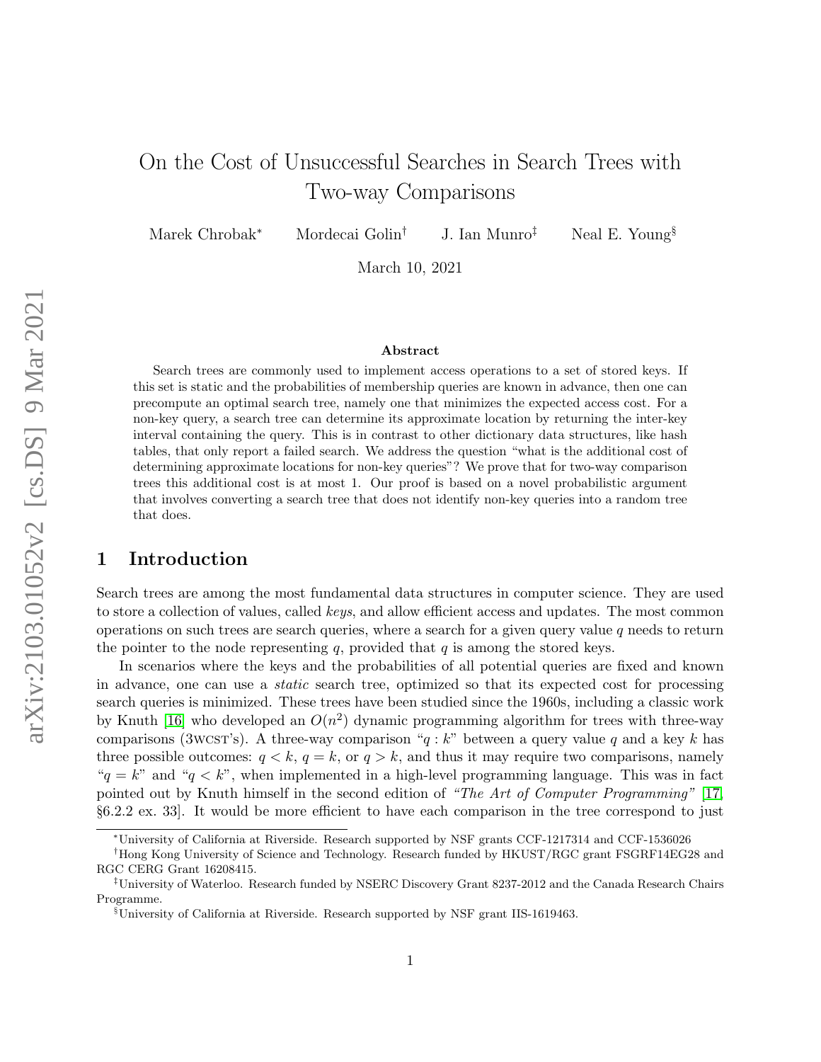# On the Cost of Unsuccessful Searches in Search Trees with Two-way Comparisons

Marek Chrobak* Mordecai Golin† J. Ian Munro‡ Neal E. Young§

March 10, 2021

### Abstract

Search trees are commonly used to implement access operations to a set of stored keys. If this set is static and the probabilities of membership queries are known in advance, then one can precompute an optimal search tree, namely one that minimizes the expected access cost. For a non-key query, a search tree can determine its approximate location by returning the inter-key interval containing the query. This is in contrast to other dictionary data structures, like hash tables, that only report a failed search. We address the question "what is the additional cost of determining approximate locations for non-key queries"? We prove that for two-way comparison trees this additional cost is at most 1. Our proof is based on a novel probabilistic argument that involves converting a search tree that does not identify non-key queries into a random tree that does.

## 1 Introduction

Search trees are among the most fundamental data structures in computer science. They are used to store a collection of values, called *keys*, and allow efficient access and updates. The most common operations on such trees are search queries, where a search for a given query value $q$ needs to return the pointer to the node representing $q$, provided that $q$ is among the stored keys.

In scenarios where the keys and the probabilities of all potential queries are fixed and known in advance, one can use a *static* search tree, optimized so that its expected cost for processing search queries is minimized. These trees have been studied since the 1960s, including a classic work by Knuth [16] who developed an $O(n^2)$ dynamic programming algorithm for trees with three-way comparisons (3WCST's). A three-way comparison "$q : k$" between a query value $q$ and a key $k$ has three possible outcomes: $q < k$, $q = k$, or $q > k$, and thus it may require two comparisons, namely "$q = k$" and "$q < k$", when implemented in a high-level programming language. This was in fact pointed out by Knuth himself in the second edition of *"The Art of Computer Programming"* [17, §6.2.2 ex. 33]. It would be more efficient to have each comparison in the tree correspond to just

---

*University of California at Riverside. Research supported by NSF grants CCF-1217314 and CCF-1536026

†Hong Kong University of Science and Technology. Research funded by HKUST/RGC grant FSGRF14EG28 and RGC CERG Grant 16208415.

‡University of Waterloo. Research funded by NSERC Discovery Grant 8237-2012 and the Canada Research Chairs Programme.

§University of California at Riverside. Research supported by NSF grant IIS-1619463.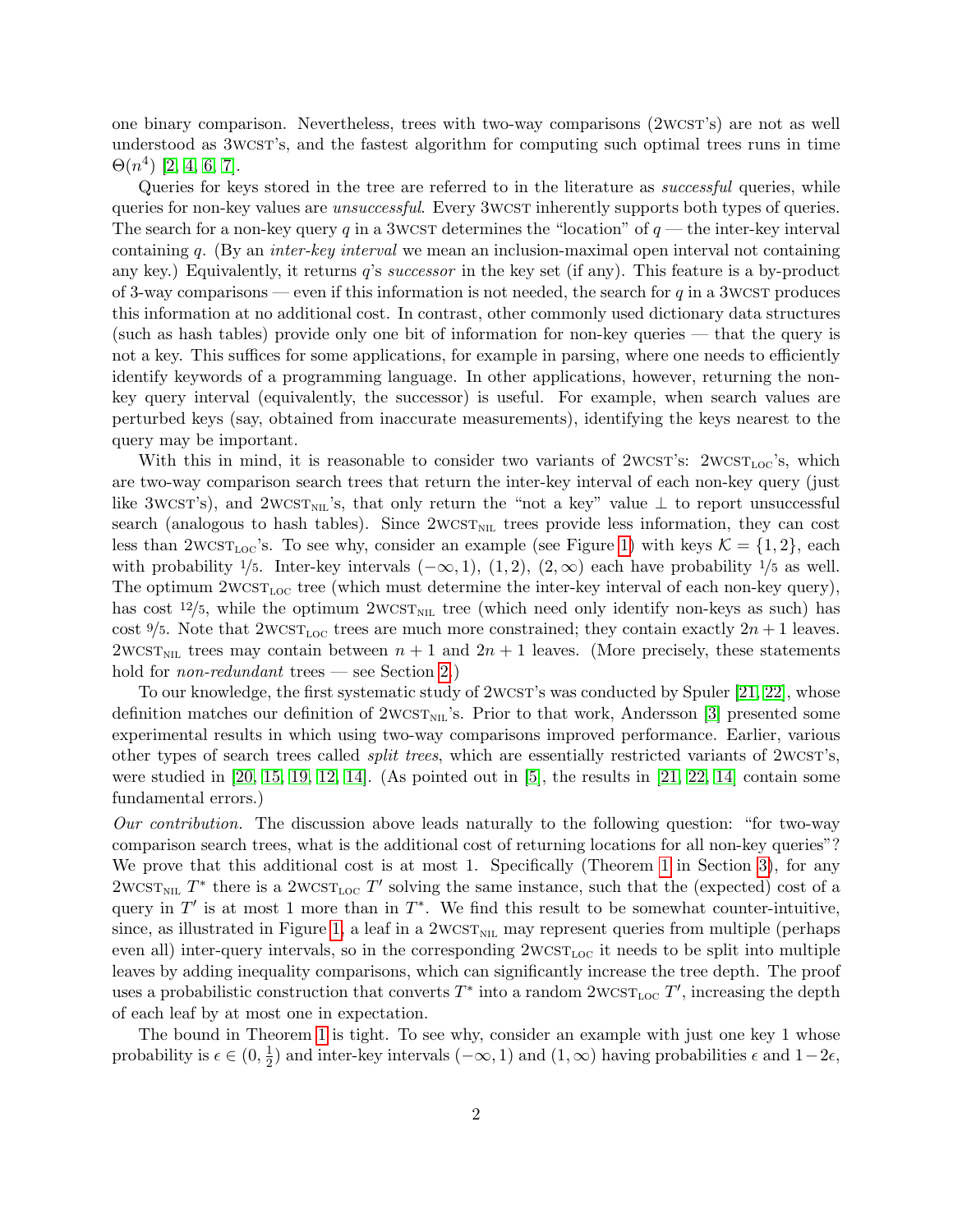one binary comparison. Nevertheless, trees with two-way comparisons (2WCST's) are not as well understood as 3WCST's, and the fastest algorithm for computing such optimal trees runs in time $\Theta(n^4)$ [2, 4, 6, 7].

Queries for keys stored in the tree are referred to in the literature as *successful* queries, while queries for non-key values are *unsuccessful*. Every 3WCST inherently supports both types of queries. The search for a non-key query $q$ in a 3WCST determines the "location" of $q$ — the inter-key interval containing $q$. (By an *inter-key interval* we mean an inclusion-maximal open interval not containing any key.) Equivalently, it returns $q$'s *successor* in the key set (if any). This feature is a by-product of 3-way comparisons — even if this information is not needed, the search for $q$ in a 3WCST produces this information at no additional cost. In contrast, other commonly used dictionary data structures (such as hash tables) provide only one bit of information for non-key queries — that the query is not a key. This suffices for some applications, for example in parsing, where one needs to efficiently identify keywords of a programming language. In other applications, however, returning the non-key query interval (equivalently, the successor) is useful. For example, when search values are perturbed keys (say, obtained from inaccurate measurements), identifying the keys nearest to the query may be important.

With this in mind, it is reasonable to consider two variants of 2WCST's: $2\text{WCST}_{\text{LOC}}$'s, which are two-way comparison search trees that return the inter-key interval of each non-key query (just like 3WCST's), and $2\text{WCST}_{\text{NIL}}$'s, that only return the "not a key" value $\perp$ to report unsuccessful search (analogous to hash tables). Since $2\text{WCST}_{\text{NIL}}$ trees provide less information, they can cost less than $2\text{WCST}_{\text{LOC}}$'s. To see why, consider an example (see Figure 1) with keys $\mathcal{K} = \{1, 2\}$, each with probability $1/5$. Inter-key intervals $(-\infty, 1)$, $(1, 2)$, $(2, \infty)$ each have probability $1/5$ as well. The optimum $2\text{WCST}_{\text{LOC}}$ tree (which must determine the inter-key interval of each non-key query), has cost $12/5$, while the optimum $2\text{WCST}_{\text{NIL}}$ tree (which need only identify non-keys as such) has cost $9/5$. Note that $2\text{WCST}_{\text{LOC}}$ trees are much more constrained; they contain exactly $2n+1$ leaves. $2\text{WCST}_{\text{NIL}}$ trees may contain between $n+1$ and $2n+1$ leaves. (More precisely, these statements hold for *non-redundant* trees — see Section 2.)

To our knowledge, the first systematic study of 2WCST's was conducted by Spuler [21, 22], whose definition matches our definition of $2\text{WCST}_{\text{NIL}}$'s. Prior to that work, Andersson [3] presented some experimental results in which using two-way comparisons improved performance. Earlier, various other types of search trees called *split trees*, which are essentially restricted variants of 2WCST's, were studied in [20, 15, 19, 12, 14]. (As pointed out in [5], the results in [21, 22, 14] contain some fundamental errors.)

*Our contribution.* The discussion above leads naturally to the following question: "for two-way comparison search trees, what is the additional cost of returning locations for all non-key queries"? We prove that this additional cost is at most 1. Specifically (Theorem 1 in Section 3), for any $2\text{WCST}_{\text{NIL}}$ $T^*$ there is a $2\text{WCST}_{\text{LOC}}$ $T'$ solving the same instance, such that the (expected) cost of a query in $T'$ is at most 1 more than in $T^*$. We find this result to be somewhat counter-intuitive, since, as illustrated in Figure 1, a leaf in a $2\text{WCST}_{\text{NIL}}$ may represent queries from multiple (perhaps even all) inter-query intervals, so in the corresponding $2\text{WCST}_{\text{LOC}}$ it needs to be split into multiple leaves by adding inequality comparisons, which can significantly increase the tree depth. The proof uses a probabilistic construction that converts $T^*$ into a random $2\text{WCST}_{\text{LOC}}$ $T'$, increasing the depth of each leaf by at most one in expectation.

The bound in Theorem 1 is tight. To see why, consider an example with just one key 1 whose probability is $\epsilon \in (0, \frac{1}{2})$ and inter-key intervals $(-\infty, 1)$ and $(1, \infty)$ having probabilities $\epsilon$ and $1-2\epsilon$,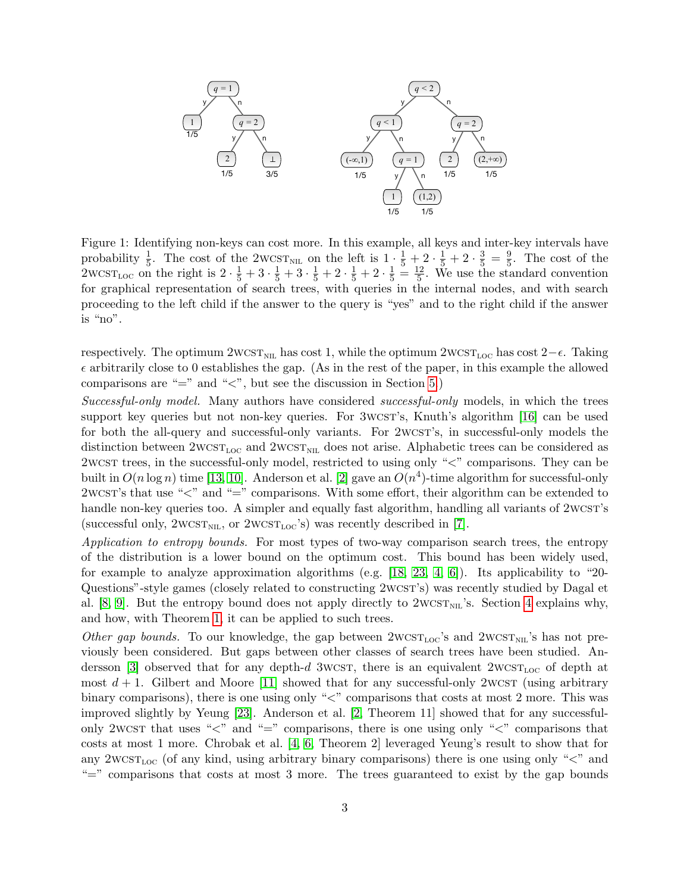Figure 1: Identifying non-keys can cost more. In this example, all keys and inter-key intervals have probability $\frac{1}{5}$. The cost of the 2WCST$_{\text{NIL}}$ on the left is $1 \cdot \frac{1}{5} + 2 \cdot \frac{1}{5} + 2 \cdot \frac{3}{5} = \frac{9}{5}$. The cost of the 2WCST$_{\text{LOC}}$ on the right is $2 \cdot \frac{1}{5} + 3 \cdot \frac{1}{5} + 3 \cdot \frac{1}{5} + 2 \cdot \frac{1}{5} + 2 \cdot \frac{1}{5} = \frac{12}{5}$. We use the standard convention for graphical representation of search trees, with queries in the internal nodes, and with search proceeding to the left child if the answer to the query is "yes" and to the right child if the answer is "no".

respectively. The optimum 2WCST$_{\text{NIL}}$ has cost 1, while the optimum 2WCST$_{\text{LOC}}$ has cost $2-\epsilon$. Taking $\epsilon$ arbitrarily close to 0 establishes the gap. (As in the rest of the paper, in this example the allowed comparisons are "=" and "<", but see the discussion in Section 5.)

*Successful-only model.* Many authors have considered *successful-only* models, in which the trees support key queries but not non-key queries. For 3WCST's, Knuth's algorithm [16] can be used for both the all-query and successful-only variants. For 2WCST's, in successful-only models the distinction between 2WCST$_{\text{LOC}}$ and 2WCST$_{\text{NIL}}$ does not arise. Alphabetic trees can be considered as 2WCST trees, in the successful-only model, restricted to using only "<" comparisons. They can be built in $O(n \log n)$ time [13, 10]. Anderson et al. [2] gave an $O(n^4)$-time algorithm for successful-only 2WCST's that use "<" and "=" comparisons. With some effort, their algorithm can be extended to handle non-key queries too. A simpler and equally fast algorithm, handling all variants of 2WCST's (successful only, 2WCST$_{\text{NIL}}$, or 2WCST$_{\text{LOC}}$'s) was recently described in [7].

*Application to entropy bounds.* For most types of two-way comparison search trees, the entropy of the distribution is a lower bound on the optimum cost. This bound has been widely used, for example to analyze approximation algorithms (e.g. [18, 23, 4, 6]). Its applicability to "20-Questions"-style games (closely related to constructing 2WCST's) was recently studied by Dagal et al. [8, 9]. But the entropy bound does not apply directly to 2WCST$_{\text{NIL}}$'s. Section 4 explains why, and how, with Theorem 1, it can be applied to such trees.

*Other gap bounds.* To our knowledge, the gap between 2WCST$_{\text{LOC}}$'s and 2WCST$_{\text{NIL}}$'s has not previously been considered. But gaps between other classes of search trees have been studied. Andersson [3] observed that for any depth-$d$ 3WCST, there is an equivalent 2WCST$_{\text{LOC}}$ of depth at most $d+1$. Gilbert and Moore [11] showed that for any successful-only 2WCST (using arbitrary binary comparisons), there is one using only "<" comparisons that costs at most 2 more. This was improved slightly by Yeung [23]. Anderson et al. [2, Theorem 11] showed that for any successful-only 2WCST that uses "<" and "=" comparisons, there is one using only "<" comparisons that costs at most 1 more. Chrobak et al. [4, 6, Theorem 2] leveraged Yeung's result to show that for any 2WCST$_{\text{LOC}}$ (of any kind, using arbitrary binary comparisons) there is one using only "<" and "=" comparisons that costs at most 3 more. The trees guaranteed to exist by the gap bounds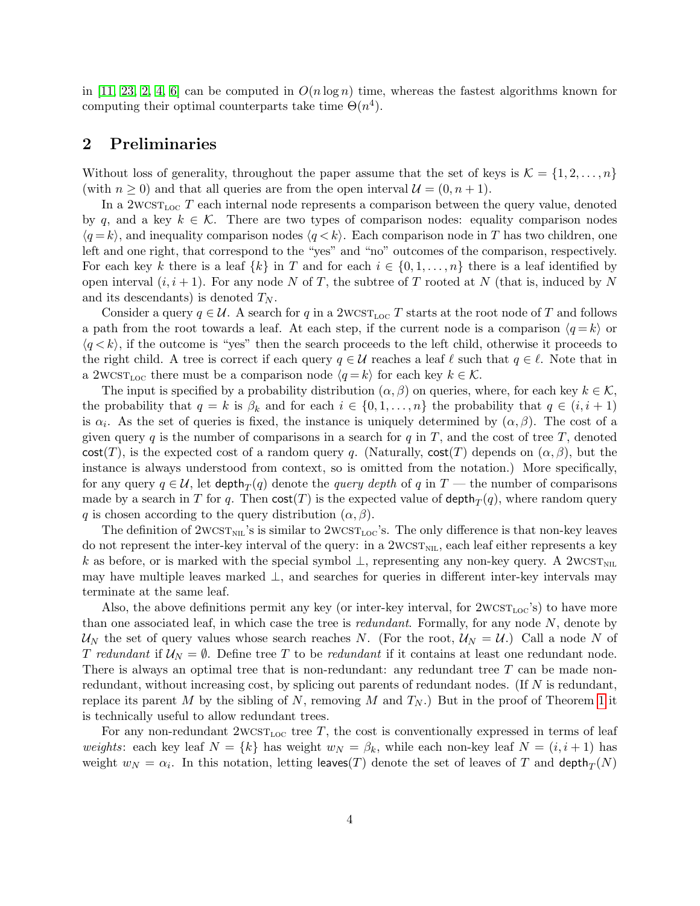in [11, 23, 2, 4, 6] can be computed in $O(n \log n)$ time, whereas the fastest algorithms known for computing their optimal counterparts take time $\Theta(n^4)$.

## 2 Preliminaries

Without loss of generality, throughout the paper assume that the set of keys is $\mathcal{K} = \{1, 2, \ldots, n\}$ (with $n \geq 0$) and that all queries are from the open interval $\mathcal{U} = (0, n+1)$.

In a 2WCST$_{\text{LOC}}$ $T$ each internal node represents a comparison between the query value, denoted by $q$, and a key $k \in \mathcal{K}$. There are two types of comparison nodes: equality comparison nodes $\langle q = k \rangle$, and inequality comparison nodes $\langle q < k \rangle$. Each comparison node in $T$ has two children, one left and one right, that correspond to the "yes" and "no" outcomes of the comparison, respectively. For each key $k$ there is a leaf $\{k\}$ in $T$ and for each $i \in \{0, 1, \ldots, n\}$ there is a leaf identified by open interval $(i, i+1)$. For any node $N$ of $T$, the subtree of $T$ rooted at $N$ (that is, induced by $N$ and its descendants) is denoted $T_N$.

Consider a query $q \in \mathcal{U}$. A search for $q$ in a 2WCST$_{\text{LOC}}$ $T$ starts at the root node of $T$ and follows a path from the root towards a leaf. At each step, if the current node is a comparison $\langle q = k \rangle$ or $\langle q < k \rangle$, if the outcome is "yes" then the search proceeds to the left child, otherwise it proceeds to the right child. A tree is correct if each query $q \in \mathcal{U}$ reaches a leaf $\ell$ such that $q \in \ell$. Note that in a 2WCST$_{\text{LOC}}$ there must be a comparison node $\langle q = k \rangle$ for each key $k \in \mathcal{K}$.

The input is specified by a probability distribution $(\alpha, \beta)$ on queries, where, for each key $k \in \mathcal{K}$, the probability that $q = k$ is $\beta_k$ and for each $i \in \{0, 1, \ldots, n\}$ the probability that $q \in (i, i+1)$ is $\alpha_i$. As the set of queries is fixed, the instance is uniquely determined by $(\alpha, \beta)$. The cost of a given query $q$ is the number of comparisons in a search for $q$ in $T$, and the cost of tree $T$, denoted $\mathsf{cost}(T)$, is the expected cost of a random query $q$. (Naturally, $\mathsf{cost}(T)$ depends on $(\alpha, \beta)$, but the instance is always understood from context, so is omitted from the notation.) More specifically, for any query $q \in \mathcal{U}$, let $\mathsf{depth}_T(q)$ denote the *query depth* of $q$ in $T$ — the number of comparisons made by a search in $T$ for $q$. Then $\mathsf{cost}(T)$ is the expected value of $\mathsf{depth}_T(q)$, where random query $q$ is chosen according to the query distribution $(\alpha, \beta)$.

The definition of 2WCST$_{\text{NIL}}$'s is similar to 2WCST$_{\text{LOC}}$'s. The only difference is that non-key leaves do not represent the inter-key interval of the query: in a 2WCST$_{\text{NIL}}$, each leaf either represents a key $k$ as before, or is marked with the special symbol $\perp$, representing any non-key query. A 2WCST$_{\text{NIL}}$ may have multiple leaves marked $\perp$, and searches for queries in different inter-key intervals may terminate at the same leaf.

Also, the above definitions permit any key (or inter-key interval, for 2WCST$_{\text{LOC}}$'s) to have more than one associated leaf, in which case the tree is *redundant*. Formally, for any node $N$, denote by $\mathcal{U}_N$ the set of query values whose search reaches $N$. (For the root, $\mathcal{U}_N = \mathcal{U}$.) Call a node $N$ of $T$ *redundant* if $\mathcal{U}_N = \emptyset$. Define tree $T$ to be *redundant* if it contains at least one redundant node. There is always an optimal tree that is non-redundant: any redundant tree $T$ can be made non-redundant, without increasing cost, by splicing out parents of redundant nodes. (If $N$ is redundant, replace its parent $M$ by the sibling of $N$, removing $M$ and $T_N$.) But in the proof of Theorem 1 it is technically useful to allow redundant trees.

For any non-redundant 2WCST$_{\text{LOC}}$ tree $T$, the cost is conventionally expressed in terms of leaf *weights*: each key leaf $N = \{k\}$ has weight $w_N = \beta_k$, while each non-key leaf $N = (i, i+1)$ has weight $w_N = \alpha_i$. In this notation, letting $\mathsf{leaves}(T)$ denote the set of leaves of $T$ and $\mathsf{depth}_T(N)$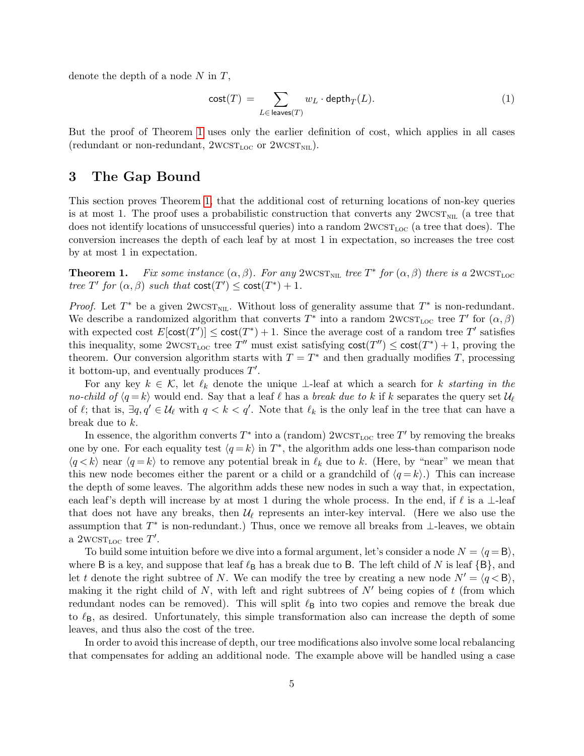denote the depth of a node $N$ in $T$,

$$\mathsf{cost}(T) \;=\; \sum_{L \in \mathsf{leaves}(T)} w_L \cdot \mathsf{depth}_T(L). \tag{1}$$

But the proof of Theorem 1 uses only the earlier definition of cost, which applies in all cases (redundant or non-redundant, $2\text{WCST}_{\text{LOC}}$ or $2\text{WCST}_{\text{NIL}}$).

## 3 The Gap Bound

This section proves Theorem 1, that the additional cost of returning locations of non-key queries is at most 1. The proof uses a probabilistic construction that converts any $2\text{WCST}_{\text{NIL}}$ (a tree that does not identify locations of unsuccessful queries) into a random $2\text{WCST}_{\text{LOC}}$ (a tree that does). The conversion increases the depth of each leaf by at most 1 in expectation, so increases the tree cost by at most 1 in expectation.

**Theorem 1.** *Fix some instance $(\alpha, \beta)$. For any $2\text{WCST}_{\text{NIL}}$ tree $T^*$ for $(\alpha, \beta)$ there is a $2\text{WCST}_{\text{LOC}}$ tree $T'$ for $(\alpha, \beta)$ such that $\mathsf{cost}(T') \le \mathsf{cost}(T^*) + 1$.*

*Proof.* Let $T^*$ be a given $2\text{WCST}_{\text{NIL}}$. Without loss of generality assume that $T^*$ is non-redundant. We describe a randomized algorithm that converts $T^*$ into a random $2\text{WCST}_{\text{LOC}}$ tree $T'$ for $(\alpha, \beta)$ with expected cost $E[\mathsf{cost}(T')] \le \mathsf{cost}(T^*) + 1$. Since the average cost of a random tree $T'$ satisfies this inequality, some $2\text{WCST}_{\text{LOC}}$ tree $T''$ must exist satisfying $\mathsf{cost}(T'') \le \mathsf{cost}(T^*) + 1$, proving the theorem. Our conversion algorithm starts with $T = T^*$ and then gradually modifies $T$, processing it bottom-up, and eventually produces $T'$.

For any key $k \in \mathcal{K}$, let $\ell_k$ denote the unique $\perp$-leaf at which a search for $k$ *starting in the no-child of $\langle q = k \rangle$* would end. Say that a leaf $\ell$ has a *break due to $k$* if $k$ separates the query set $\mathcal{U}_\ell$ of $\ell$; that is, $\exists q, q' \in \mathcal{U}_\ell$ with $q < k < q'$. Note that $\ell_k$ is the only leaf in the tree that can have a break due to $k$.

In essence, the algorithm converts $T^*$ into a (random) $2\text{WCST}_{\text{LOC}}$ tree $T'$ by removing the breaks one by one. For each equality test $\langle q = k \rangle$ in $T^*$, the algorithm adds one less-than comparison node $\langle q < k \rangle$ near $\langle q = k \rangle$ to remove any potential break in $\ell_k$ due to $k$. (Here, by "near" we mean that this new node becomes either the parent or a child or a grandchild of $\langle q = k \rangle$.) This can increase the depth of some leaves. The algorithm adds these new nodes in such a way that, in expectation, each leaf's depth will increase by at most 1 during the whole process. In the end, if $\ell$ is a $\perp$-leaf that does not have any breaks, then $\mathcal{U}_\ell$ represents an inter-key interval. (Here we also use the assumption that $T^*$ is non-redundant.) Thus, once we remove all breaks from $\perp$-leaves, we obtain a $2\text{WCST}_{\text{LOC}}$ tree $T'$.

To build some intuition before we dive into a formal argument, let's consider a node $N = \langle q = \mathsf{B} \rangle$, where $\mathsf{B}$ is a key, and suppose that leaf $\ell_{\mathsf{B}}$ has a break due to $\mathsf{B}$. The left child of $N$ is leaf $\{\mathsf{B}\}$, and let $t$ denote the right subtree of $N$. We can modify the tree by creating a new node $N' = \langle q < \mathsf{B} \rangle$, making it the right child of $N$, with left and right subtrees of $N'$ being copies of $t$ (from which redundant nodes can be removed). This will split $\ell_{\mathsf{B}}$ into two copies and remove the break due to $\ell_{\mathsf{B}}$, as desired. Unfortunately, this simple transformation also can increase the depth of some leaves, and thus also the cost of the tree.

In order to avoid this increase of depth, our tree modifications also involve some local rebalancing that compensates for adding an additional node. The example above will be handled using a case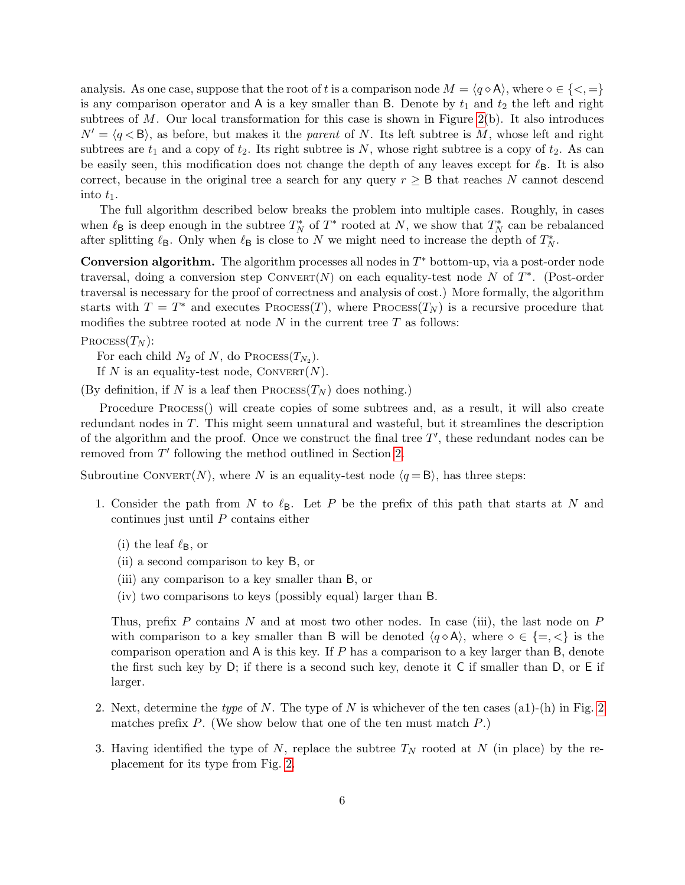analysis. As one case, suppose that the root of $t$ is a comparison node $M = \langle q \diamond \mathsf{A}\rangle$, where $\diamond \in \{<, =\}$ is any comparison operator and $\mathsf{A}$ is a key smaller than $\mathsf{B}$. Denote by $t_1$ and $t_2$ the left and right subtrees of $M$. Our local transformation for this case is shown in Figure 2(b). It also introduces $N' = \langle q < \mathsf{B}\rangle$, as before, but makes it the *parent* of $N$. Its left subtree is $M$, whose left and right subtrees are $t_1$ and a copy of $t_2$. Its right subtree is $N$, whose right subtree is a copy of $t_2$. As can be easily seen, this modification does not change the depth of any leaves except for $\ell_{\mathsf{B}}$. It is also correct, because in the original tree a search for any query $r \geq \mathsf{B}$ that reaches $N$ cannot descend into $t_1$.

The full algorithm described below breaks the problem into multiple cases. Roughly, in cases when $\ell_{\mathsf{B}}$ is deep enough in the subtree $T^*_N$ of $T^*$ rooted at $N$, we show that $T^*_N$ can be rebalanced after splitting $\ell_{\mathsf{B}}$. Only when $\ell_{\mathsf{B}}$ is close to $N$ we might need to increase the depth of $T^*_N$.

**Conversion algorithm.** The algorithm processes all nodes in $T^*$ bottom-up, via a post-order node traversal, doing a conversion step CONVERT($N$) on each equality-test node $N$ of $T^*$. (Post-order traversal is necessary for the proof of correctness and analysis of cost.) More formally, the algorithm starts with $T = T^*$ and executes PROCESS($T$), where PROCESS($T_N$) is a recursive procedure that modifies the subtree rooted at node $N$ in the current tree $T$ as follows:

PROCESS($T_N$):

For each child $N_2$ of $N$, do PROCESS($T_{N_2}$).

If $N$ is an equality-test node, CONVERT($N$).

(By definition, if $N$ is a leaf then PROCESS($T_N$) does nothing.)

Procedure PROCESS() will create copies of some subtrees and, as a result, it will also create redundant nodes in $T$. This might seem unnatural and wasteful, but it streamlines the description of the algorithm and the proof. Once we construct the final tree $T'$, these redundant nodes can be removed from $T'$ following the method outlined in Section 2.

Subroutine CONVERT($N$), where $N$ is an equality-test node $\langle q = \mathsf{B}\rangle$, has three steps:

1. Consider the path from $N$ to $\ell_{\mathsf{B}}$. Let $P$ be the prefix of this path that starts at $N$ and continues just until $P$ contains either

   (i) the leaf $\ell_{\mathsf{B}}$, or

   (ii) a second comparison to key $\mathsf{B}$, or

   (iii) any comparison to a key smaller than $\mathsf{B}$, or

   (iv) two comparisons to keys (possibly equal) larger than $\mathsf{B}$.

   Thus, prefix $P$ contains $N$ and at most two other nodes. In case (iii), the last node on $P$ with comparison to a key smaller than $\mathsf{B}$ will be denoted $\langle q \diamond \mathsf{A}\rangle$, where $\diamond \in \{=, <\}$ is the comparison operation and $\mathsf{A}$ is this key. If $P$ has a comparison to a key larger than $\mathsf{B}$, denote the first such key by $\mathsf{D}$; if there is a second such key, denote it $\mathsf{C}$ if smaller than $\mathsf{D}$, or $\mathsf{E}$ if larger.

2. Next, determine the *type* of $N$. The type of $N$ is whichever of the ten cases (a1)-(h) in Fig. 2 matches prefix $P$. (We show below that one of the ten must match $P$.)

3. Having identified the type of $N$, replace the subtree $T_N$ rooted at $N$ (in place) by the replacement for its type from Fig. 2.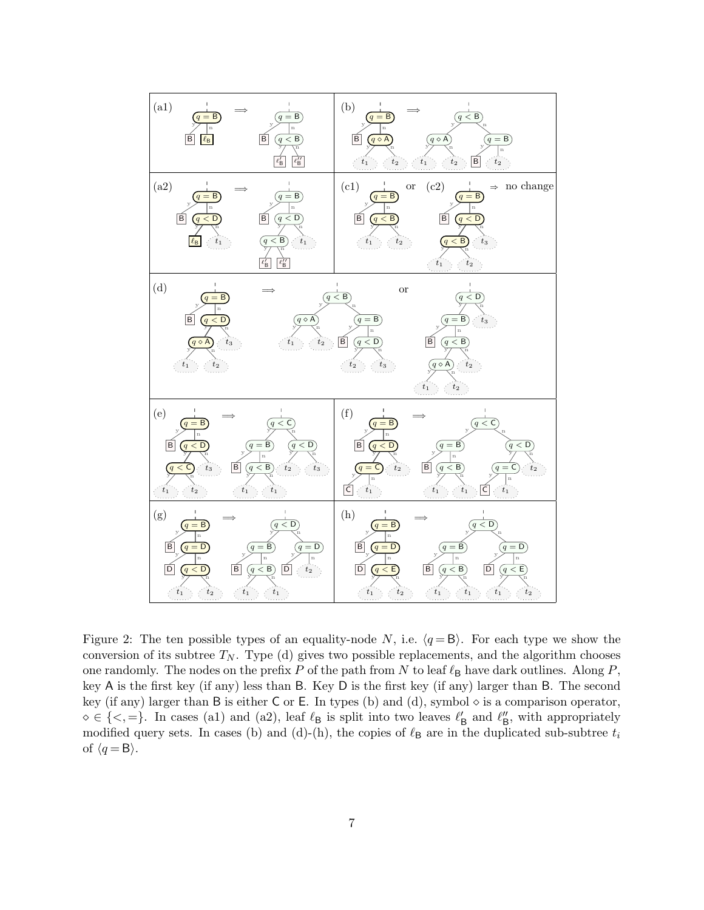Figure 2: The ten possible types of an equality-node $N$, i.e. $\langle q = \mathsf{B} \rangle$. For each type we show the conversion of its subtree $T_N$. Type (d) gives two possible replacements, and the algorithm chooses one randomly. The nodes on the prefix $P$ of the path from $N$ to leaf $\ell_{\mathsf{B}}$ have dark outlines. Along $P$, key A is the first key (if any) less than B. Key D is the first key (if any) larger than B. The second key (if any) larger than B is either C or E. In types (b) and (d), symbol $\diamond$ is a comparison operator, $\diamond \in \{<, =\}$. In cases (a1) and (a2), leaf $\ell_{\mathsf{B}}$ is split into two leaves $\ell'_{\mathsf{B}}$ and $\ell''_{\mathsf{B}}$, with appropriately modified query sets. In cases (b) and (d)-(h), the copies of $\ell_{\mathsf{B}}$ are in the duplicated sub-subtree $t_i$ of $\langle q = \mathsf{B} \rangle$.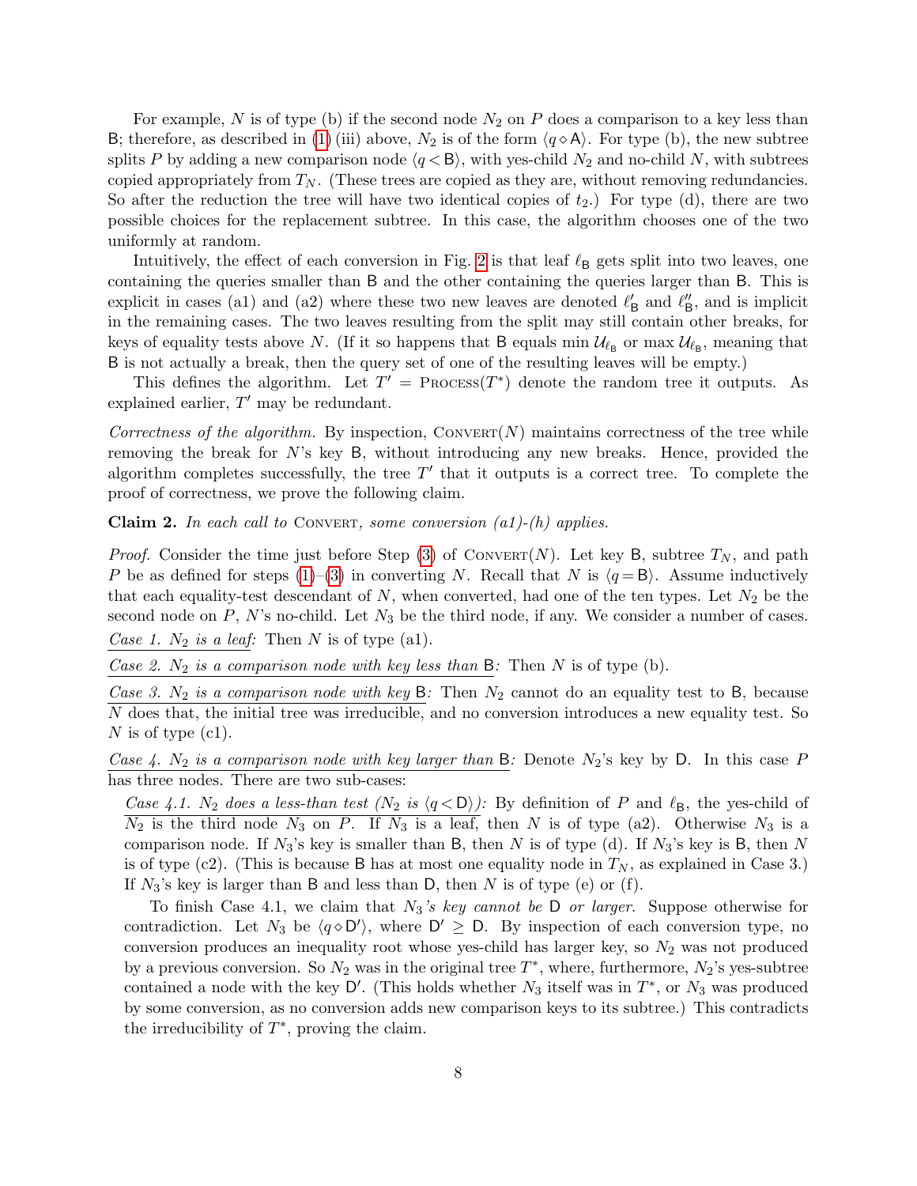For example, $N$ is of type (b) if the second node $N_2$ on $P$ does a comparison to a key less than $\mathsf{B}$; therefore, as described in (1) (iii) above, $N_2$ is of the form $\langle q \diamond \mathsf{A}\rangle$. For type (b), the new subtree splits $P$ by adding a new comparison node $\langle q < \mathsf{B}\rangle$, with yes-child $N_2$ and no-child $N$, with subtrees copied appropriately from $T_N$. (These trees are copied as they are, without removing redundancies. So after the reduction the tree will have two identical copies of $t_2$.) For type (d), there are two possible choices for the replacement subtree. In this case, the algorithm chooses one of the two uniformly at random.

Intuitively, the effect of each conversion in Fig. 2 is that leaf $\ell_{\mathsf{B}}$ gets split into two leaves, one containing the queries smaller than $\mathsf{B}$ and the other containing the queries larger than $\mathsf{B}$. This is explicit in cases (a1) and (a2) where these two new leaves are denoted $\ell'_{\mathsf{B}}$ and $\ell''_{\mathsf{B}}$, and is implicit in the remaining cases. The two leaves resulting from the split may still contain other breaks, for keys of equality tests above $N$. (If it so happens that $\mathsf{B}$ equals $\min \mathcal{U}_{\ell_{\mathsf{B}}}$ or $\max \mathcal{U}_{\ell_{\mathsf{B}}}$, meaning that $\mathsf{B}$ is not actually a break, then the query set of one of the resulting leaves will be empty.)

This defines the algorithm. Let $T' = \textsc{Process}(T^*)$ denote the random tree it outputs. As explained earlier, $T'$ may be redundant.

*Correctness of the algorithm.* By inspection, $\textsc{Convert}(N)$ maintains correctness of the tree while removing the break for $N$'s key $\mathsf{B}$, without introducing any new breaks. Hence, provided the algorithm completes successfully, the tree $T'$ that it outputs is a correct tree. To complete the proof of correctness, we prove the following claim.

**Claim 2.** *In each call to* $\textsc{Convert}$*, some conversion (a1)-(h) applies.*

*Proof.* Consider the time just before Step (3) of $\textsc{Convert}(N)$. Let key $\mathsf{B}$, subtree $T_N$, and path $P$ be as defined for steps (1)–(3) in converting $N$. Recall that $N$ is $\langle q = \mathsf{B}\rangle$. Assume inductively that each equality-test descendant of $N$, when converted, had one of the ten types. Let $N_2$ be the second node on $P$, $N$'s no-child. Let $N_3$ be the third node, if any. We consider a number of cases.

*Case 1. $N_2$ is a leaf:* Then $N$ is of type (a1).

*Case 2. $N_2$ is a comparison node with key less than $\mathsf{B}$:* Then $N$ is of type (b).

*Case 3. $N_2$ is a comparison node with key $\mathsf{B}$:* Then $N_2$ cannot do an equality test to $\mathsf{B}$, because $N$ does that, the initial tree was irreducible, and no conversion introduces a new equality test. So $N$ is of type (c1).

*Case 4. $N_2$ is a comparison node with key larger than $\mathsf{B}$:* Denote $N_2$'s key by $\mathsf{D}$. In this case $P$ has three nodes. There are two sub-cases:

*Case 4.1. $N_2$ does a less-than test ($N_2$ is $\langle q < \mathsf{D}\rangle$):* By definition of $P$ and $\ell_{\mathsf{B}}$, the yes-child of $N_2$ is the third node $N_3$ on $P$. If $N_3$ is a leaf, then $N$ is of type (a2). Otherwise $N_3$ is a comparison node. If $N_3$'s key is smaller than $\mathsf{B}$, then $N$ is of type (d). If $N_3$'s key is $\mathsf{B}$, then $N$ is of type (c2). (This is because $\mathsf{B}$ has at most one equality node in $T_N$, as explained in Case 3.) If $N_3$'s key is larger than $\mathsf{B}$ and less than $\mathsf{D}$, then $N$ is of type (e) or (f).

To finish Case 4.1, we claim that *$N_3$'s key cannot be $\mathsf{D}$ or larger.* Suppose otherwise for contradiction. Let $N_3$ be $\langle q \diamond \mathsf{D}'\rangle$, where $\mathsf{D}' \geq \mathsf{D}$. By inspection of each conversion type, no conversion produces an inequality root whose yes-child has larger key, so $N_2$ was not produced by a previous conversion. So $N_2$ was in the original tree $T^*$, where, furthermore, $N_2$'s yes-subtree contained a node with the key $\mathsf{D}'$. (This holds whether $N_3$ itself was in $T^*$, or $N_3$ was produced by some conversion, as no conversion adds new comparison keys to its subtree.) This contradicts the irreducibility of $T^*$, proving the claim.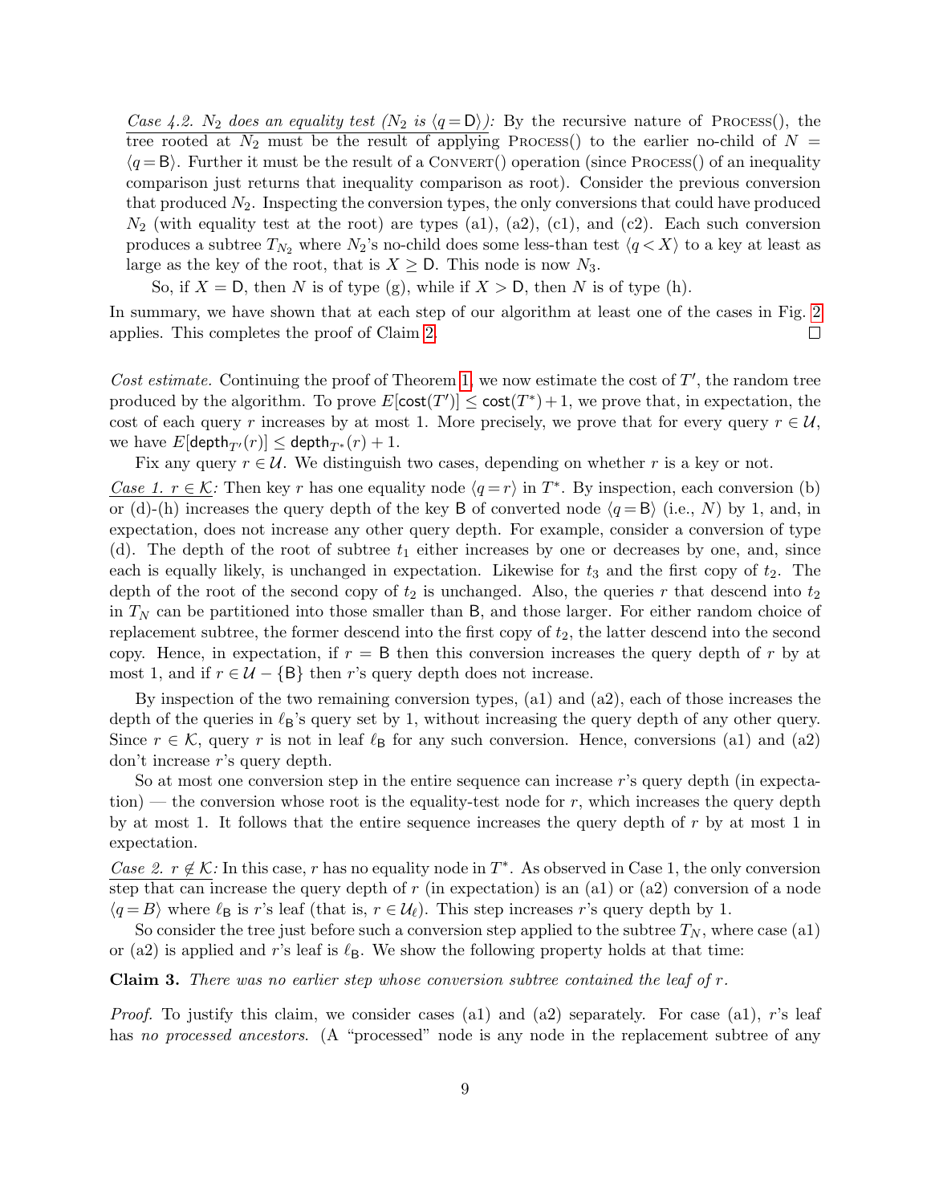<u>*Case 4.2. $N_2$ does an equality test ($N_2$ is $\langle q = \mathsf{D}\rangle$):*</u> By the recursive nature of PROCESS(), the tree rooted at $N_2$ must be the result of applying PROCESS() to the earlier no-child of $N = \langle q = \mathsf{B}\rangle$. Further it must be the result of a CONVERT() operation (since PROCESS() of an inequality comparison just returns that inequality comparison as root). Consider the previous conversion that produced $N_2$. Inspecting the conversion types, the only conversions that could have produced $N_2$ (with equality test at the root) are types (a1), (a2), (c1), and (c2). Each such conversion produces a subtree $T_{N_2}$ where $N_2$'s no-child does some less-than test $\langle q < X\rangle$ to a key at least as large as the key of the root, that is $X \geq \mathsf{D}$. This node is now $N_3$.

So, if $X = \mathsf{D}$, then $N$ is of type (g), while if $X > \mathsf{D}$, then $N$ is of type (h).

In summary, we have shown that at each step of our algorithm at least one of the cases in Fig. 2 applies. This completes the proof of Claim 2. □

*Cost estimate.* Continuing the proof of Theorem 1, we now estimate the cost of $T'$, the random tree produced by the algorithm. To prove $E[\mathsf{cost}(T')] \leq \mathsf{cost}(T^*) + 1$, we prove that, in expectation, the cost of each query $r$ increases by at most 1. More precisely, we prove that for every query $r \in \mathcal{U}$, we have $E[\mathsf{depth}_{T'}(r)] \leq \mathsf{depth}_{T^*}(r) + 1$.

Fix any query $r \in \mathcal{U}$. We distinguish two cases, depending on whether $r$ is a key or not.

<u>*Case 1. $r \in \mathcal{K}$:*</u> Then key $r$ has one equality node $\langle q = r\rangle$ in $T^*$. By inspection, each conversion (b) or (d)-(h) increases the query depth of the key $\mathsf{B}$ of converted node $\langle q = \mathsf{B}\rangle$ (i.e., $N$) by 1, and, in expectation, does not increase any other query depth. For example, consider a conversion of type (d). The depth of the root of subtree $t_1$ either increases by one or decreases by one, and, since each is equally likely, is unchanged in expectation. Likewise for $t_3$ and the first copy of $t_2$. The depth of the root of the second copy of $t_2$ is unchanged. Also, the queries $r$ that descend into $t_2$ in $T_N$ can be partitioned into those smaller than $\mathsf{B}$, and those larger. For either random choice of replacement subtree, the former descend into the first copy of $t_2$, the latter descend into the second copy. Hence, in expectation, if $r = \mathsf{B}$ then this conversion increases the query depth of $r$ by at most 1, and if $r \in \mathcal{U} - \{\mathsf{B}\}$ then $r$'s query depth does not increase.

By inspection of the two remaining conversion types, (a1) and (a2), each of those increases the depth of the queries in $\ell_{\mathsf{B}}$'s query set by 1, without increasing the query depth of any other query. Since $r \in \mathcal{K}$, query $r$ is not in leaf $\ell_{\mathsf{B}}$ for any such conversion. Hence, conversions (a1) and (a2) don't increase $r$'s query depth.

So at most one conversion step in the entire sequence can increase $r$'s query depth (in expectation) — the conversion whose root is the equality-test node for $r$, which increases the query depth by at most 1. It follows that the entire sequence increases the query depth of $r$ by at most 1 in expectation.

<u>*Case 2. $r \notin \mathcal{K}$:*</u> In this case, $r$ has no equality node in $T^*$. As observed in Case 1, the only conversion step that can increase the query depth of $r$ (in expectation) is an (a1) or (a2) conversion of a node $\langle q = B\rangle$ where $\ell_{\mathsf{B}}$ is $r$'s leaf (that is, $r \in \mathcal{U}_\ell$). This step increases $r$'s query depth by 1.

So consider the tree just before such a conversion step applied to the subtree $T_N$, where case (a1) or (a2) is applied and $r$'s leaf is $\ell_{\mathsf{B}}$. We show the following property holds at that time:

**Claim 3.** *There was no earlier step whose conversion subtree contained the leaf of $r$.*

*Proof.* To justify this claim, we consider cases (a1) and (a2) separately. For case (a1), $r$'s leaf has *no processed ancestors*. (A "processed" node is any node in the replacement subtree of any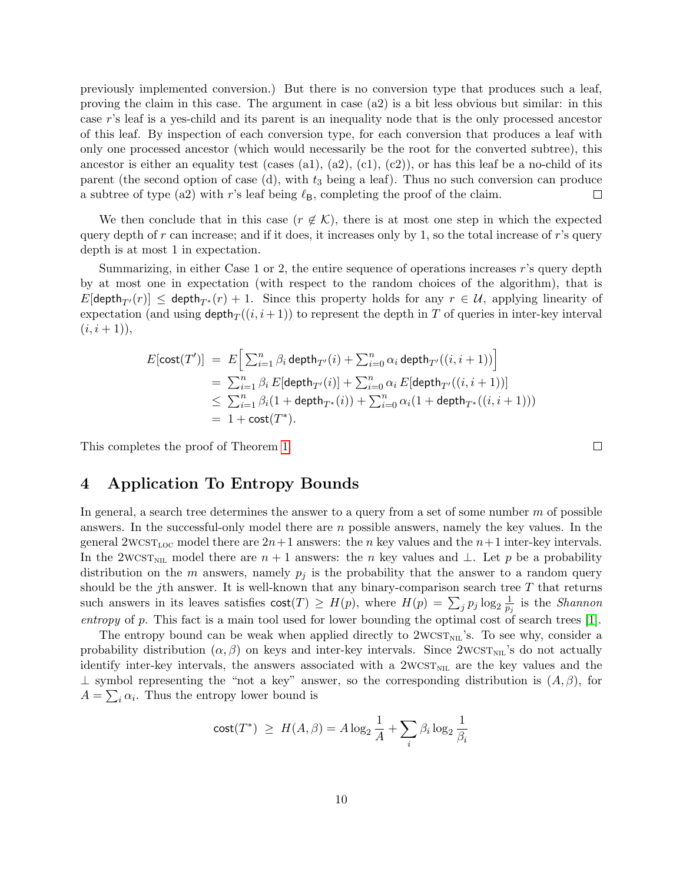previously implemented conversion.) But there is no conversion type that produces such a leaf, proving the claim in this case. The argument in case (a2) is a bit less obvious but similar: in this case $r$'s leaf is a yes-child and its parent is an inequality node that is the only processed ancestor of this leaf. By inspection of each conversion type, for each conversion that produces a leaf with only one processed ancestor (which would necessarily be the root for the converted subtree), this ancestor is either an equality test (cases (a1), (a2), (c1), (c2)), or has this leaf be a no-child of its parent (the second option of case (d), with $t_3$ being a leaf). Thus no such conversion can produce a subtree of type (a2) with $r$'s leaf being $\ell_{\mathsf{B}}$, completing the proof of the claim. □

We then conclude that in this case ($r \notin \mathcal{K}$), there is at most one step in which the expected query depth of $r$ can increase; and if it does, it increases only by 1, so the total increase of $r$'s query depth is at most 1 in expectation.

Summarizing, in either Case 1 or 2, the entire sequence of operations increases $r$'s query depth by at most one in expectation (with respect to the random choices of the algorithm), that is $E[\mathsf{depth}_{T'}(r)] \leq \mathsf{depth}_{T^*}(r) + 1$. Since this property holds for any $r \in \mathcal{U}$, applying linearity of expectation (and using $\mathsf{depth}_T((i, i+1))$ to represent the depth in $T$ of queries in inter-key interval $(i, i+1)$),

$$
\begin{aligned}
E[\mathsf{cost}(T')] &= E\Big[\textstyle\sum_{i=1}^{n} \beta_i \, \mathsf{depth}_{T'}(i) + \sum_{i=0}^{n} \alpha_i \, \mathsf{depth}_{T'}((i, i+1))\Big] \\
&= \textstyle\sum_{i=1}^{n} \beta_i \, E[\mathsf{depth}_{T'}(i)] + \sum_{i=0}^{n} \alpha_i \, E[\mathsf{depth}_{T'}((i, i+1))] \\
&\leq \textstyle\sum_{i=1}^{n} \beta_i (1 + \mathsf{depth}_{T^*}(i)) + \sum_{i=0}^{n} \alpha_i (1 + \mathsf{depth}_{T^*}((i, i+1))) \\
&= 1 + \mathsf{cost}(T^*).
\end{aligned}
$$

This completes the proof of Theorem 1. □

## 4 Application To Entropy Bounds

In general, a search tree determines the answer to a query from a set of some number $m$ of possible answers. In the successful-only model there are $n$ possible answers, namely the key values. In the general $2\text{WCST}_{\text{LOC}}$ model there are $2n+1$ answers: the $n$ key values and the $n+1$ inter-key intervals. In the $2\text{WCST}_{\text{NIL}}$ model there are $n+1$ answers: the $n$ key values and $\perp$. Let $p$ be a probability distribution on the $m$ answers, namely $p_j$ is the probability that the answer to a random query should be the $j$th answer. It is well-known that any binary-comparison search tree $T$ that returns such answers in its leaves satisfies $\mathsf{cost}(T) \geq H(p)$, where $H(p) = \sum_j p_j \log_2 \frac{1}{p_j}$ is the *Shannon entropy* of $p$. This fact is a main tool used for lower bounding the optimal cost of search trees [1].

The entropy bound can be weak when applied directly to $2\text{WCST}_{\text{NIL}}$'s. To see why, consider a probability distribution $(\alpha, \beta)$ on keys and inter-key intervals. Since $2\text{WCST}_{\text{NIL}}$'s do not actually identify inter-key intervals, the answers associated with a $2\text{WCST}_{\text{NIL}}$ are the key values and the $\perp$ symbol representing the "not a key" answer, so the corresponding distribution is $(A, \beta)$, for $A = \sum_i \alpha_i$. Thus the entropy lower bound is

$$
\mathsf{cost}(T^*) \;\geq\; H(A, \beta) = A \log_2 \frac{1}{A} + \sum_i \beta_i \log_2 \frac{1}{\beta_i}
$$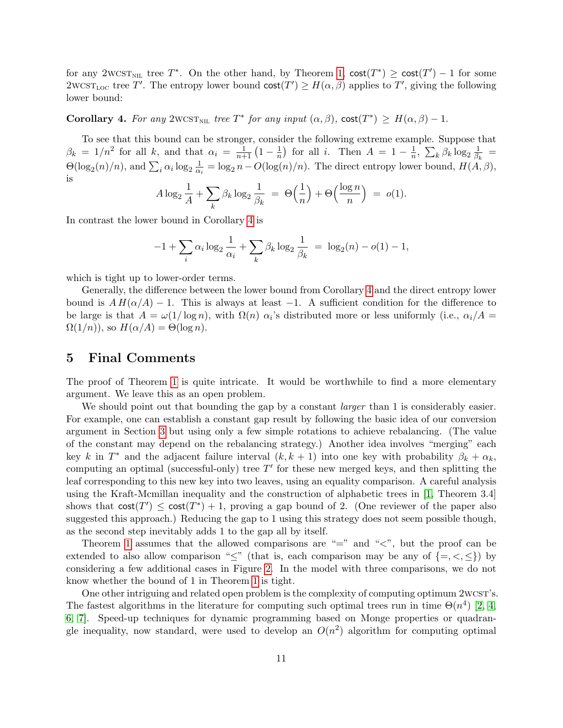for any 2WCST$_{\text{NIL}}$ tree $T^*$. On the other hand, by Theorem 1, $\mathsf{cost}(T^*) \geq \mathsf{cost}(T') - 1$ for some 2WCST$_{\text{LOC}}$ tree $T'$. The entropy lower bound $\mathsf{cost}(T') \geq H(\alpha, \beta)$ applies to $T'$, giving the following lower bound:

**Corollary 4.** *For any* 2WCST$_{\text{NIL}}$ *tree* $T^*$ *for any input* $(\alpha, \beta)$, $\mathsf{cost}(T^*) \geq H(\alpha, \beta) - 1$.

To see that this bound can be stronger, consider the following extreme example. Suppose that $\beta_k = 1/n^2$ for all $k$, and that $\alpha_i = \frac{1}{n+1}\left(1 - \frac{1}{n}\right)$ for all $i$. Then $A = 1 - \frac{1}{n}$, $\sum_k \beta_k \log_2 \frac{1}{\beta_k} = \Theta(\log_2(n)/n)$, and $\sum_i \alpha_i \log_2 \frac{1}{\alpha_i} = \log_2 n - O(\log(n)/n)$. The direct entropy lower bound, $H(A, \beta)$, is

$$A \log_2 \frac{1}{A} + \sum_k \beta_k \log_2 \frac{1}{\beta_k} \;=\; \Theta\Big(\frac{1}{n}\Big) + \Theta\Big(\frac{\log n}{n}\Big) \;=\; o(1).$$

In contrast the lower bound in Corollary 4 is

$$-1 + \sum_i \alpha_i \log_2 \frac{1}{\alpha_i} + \sum_k \beta_k \log_2 \frac{1}{\beta_k} \;=\; \log_2(n) - o(1) - 1,$$

which is tight up to lower-order terms.

Generally, the difference between the lower bound from Corollary 4 and the direct entropy lower bound is $A\,H(\alpha/A) - 1$. This is always at least $-1$. A sufficient condition for the difference to be large is that $A = \omega(1/\log n)$, with $\Omega(n)$ $\alpha_i$'s distributed more or less uniformly (i.e., $\alpha_i/A = \Omega(1/n)$), so $H(\alpha/A) = \Theta(\log n)$.

## 5 Final Comments

The proof of Theorem 1 is quite intricate. It would be worthwhile to find a more elementary argument. We leave this as an open problem.

We should point out that bounding the gap by a constant *larger* than 1 is considerably easier. For example, one can establish a constant gap result by following the basic idea of our conversion argument in Section 3 but using only a few simple rotations to achieve rebalancing. (The value of the constant may depend on the rebalancing strategy.) Another idea involves "merging" each key $k$ in $T^*$ and the adjacent failure interval $(k, k+1)$ into one key with probability $\beta_k + \alpha_k$, computing an optimal (successful-only) tree $T'$ for these new merged keys, and then splitting the leaf corresponding to this new key into two leaves, using an equality comparison. A careful analysis using the Kraft-Mcmillan inequality and the construction of alphabetic trees in [1, Theorem 3.4] shows that $\mathsf{cost}(T') \leq \mathsf{cost}(T^*) + 1$, proving a gap bound of 2. (One reviewer of the paper also suggested this approach.) Reducing the gap to 1 using this strategy does not seem possible though, as the second step inevitably adds 1 to the gap all by itself.

Theorem 1 assumes that the allowed comparisons are "=" and "<", but the proof can be extended to also allow comparison "≤" (that is, each comparison may be any of $\{=, <, \leq\}$) by considering a few additional cases in Figure 2. In the model with three comparisons, we do not know whether the bound of 1 in Theorem 1 is tight.

One other intriguing and related open problem is the complexity of computing optimum 2WCST's. The fastest algorithms in the literature for computing such optimal trees run in time $\Theta(n^4)$ [2, 4, 6, 7]. Speed-up techniques for dynamic programming based on Monge properties or quadrangle inequality, now standard, were used to develop an $O(n^2)$ algorithm for computing optimal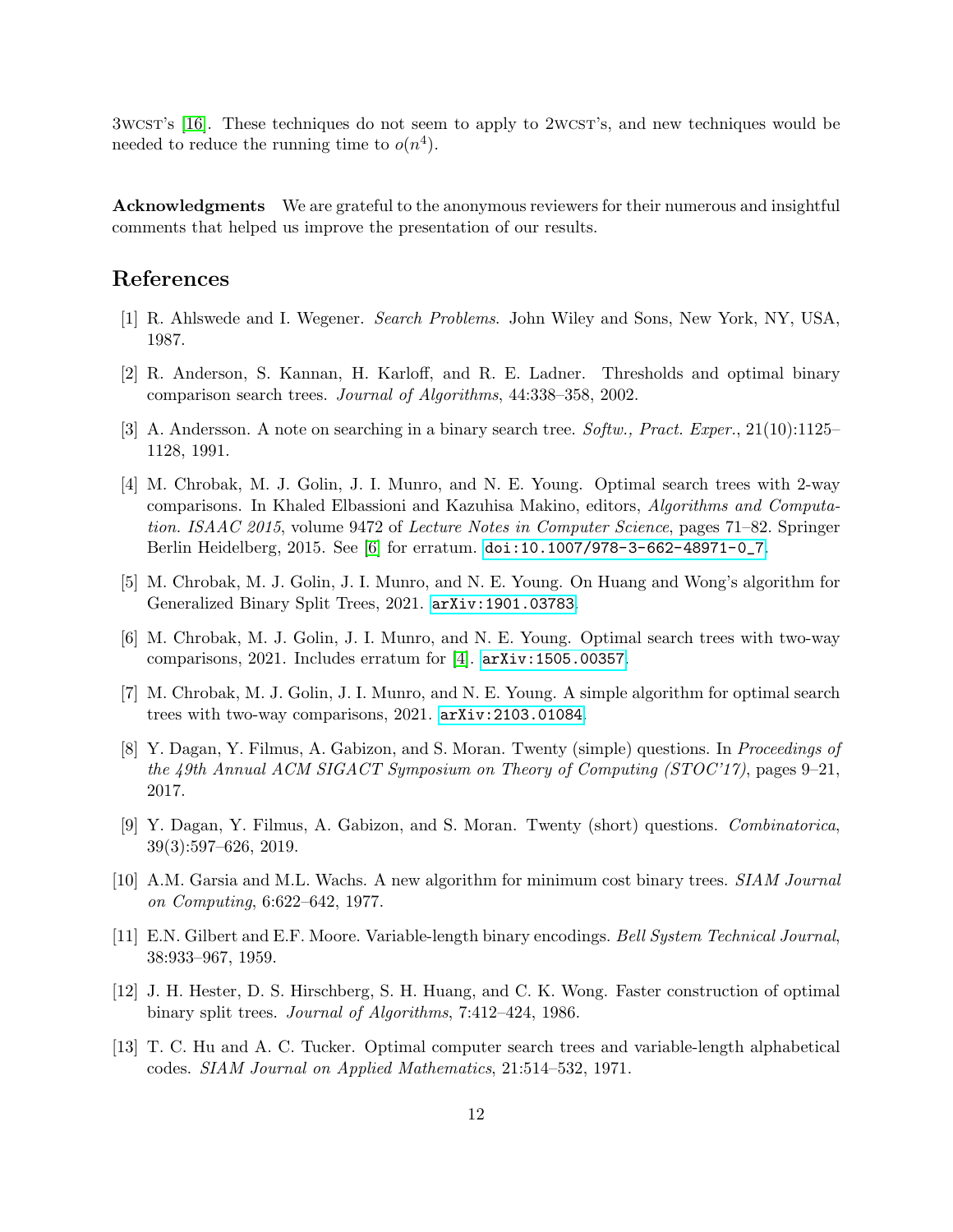3WCST's [16]. These techniques do not seem to apply to 2WCST's, and new techniques would be needed to reduce the running time to $o(n^4)$.

**Acknowledgments** We are grateful to the anonymous reviewers for their numerous and insightful comments that helped us improve the presentation of our results.

## References

[1] R. Ahlswede and I. Wegener. *Search Problems*. John Wiley and Sons, New York, NY, USA, 1987.

[2] R. Anderson, S. Kannan, H. Karloff, and R. E. Ladner. Thresholds and optimal binary comparison search trees. *Journal of Algorithms*, 44:338–358, 2002.

[3] A. Andersson. A note on searching in a binary search tree. *Softw., Pract. Exper.*, 21(10):1125–1128, 1991.

[4] M. Chrobak, M. J. Golin, J. I. Munro, and N. E. Young. Optimal search trees with 2-way comparisons. In Khaled Elbassioni and Kazuhisa Makino, editors, *Algorithms and Computation. ISAAC 2015*, volume 9472 of *Lecture Notes in Computer Science*, pages 71–82. Springer Berlin Heidelberg, 2015. See [6] for erratum. doi:10.1007/978-3-662-48971-0_7.

[5] M. Chrobak, M. J. Golin, J. I. Munro, and N. E. Young. On Huang and Wong's algorithm for Generalized Binary Split Trees, 2021. arXiv:1901.03783.

[6] M. Chrobak, M. J. Golin, J. I. Munro, and N. E. Young. Optimal search trees with two-way comparisons, 2021. Includes erratum for [4]. arXiv:1505.00357.

[7] M. Chrobak, M. J. Golin, J. I. Munro, and N. E. Young. A simple algorithm for optimal search trees with two-way comparisons, 2021. arXiv:2103.01084.

[8] Y. Dagan, Y. Filmus, A. Gabizon, and S. Moran. Twenty (simple) questions. In *Proceedings of the 49th Annual ACM SIGACT Symposium on Theory of Computing (STOC'17)*, pages 9–21, 2017.

[9] Y. Dagan, Y. Filmus, A. Gabizon, and S. Moran. Twenty (short) questions. *Combinatorica*, 39(3):597–626, 2019.

[10] A.M. Garsia and M.L. Wachs. A new algorithm for minimum cost binary trees. *SIAM Journal on Computing*, 6:622–642, 1977.

[11] E.N. Gilbert and E.F. Moore. Variable-length binary encodings. *Bell System Technical Journal*, 38:933–967, 1959.

[12] J. H. Hester, D. S. Hirschberg, S. H. Huang, and C. K. Wong. Faster construction of optimal binary split trees. *Journal of Algorithms*, 7:412–424, 1986.

[13] T. C. Hu and A. C. Tucker. Optimal computer search trees and variable-length alphabetical codes. *SIAM Journal on Applied Mathematics*, 21:514–532, 1971.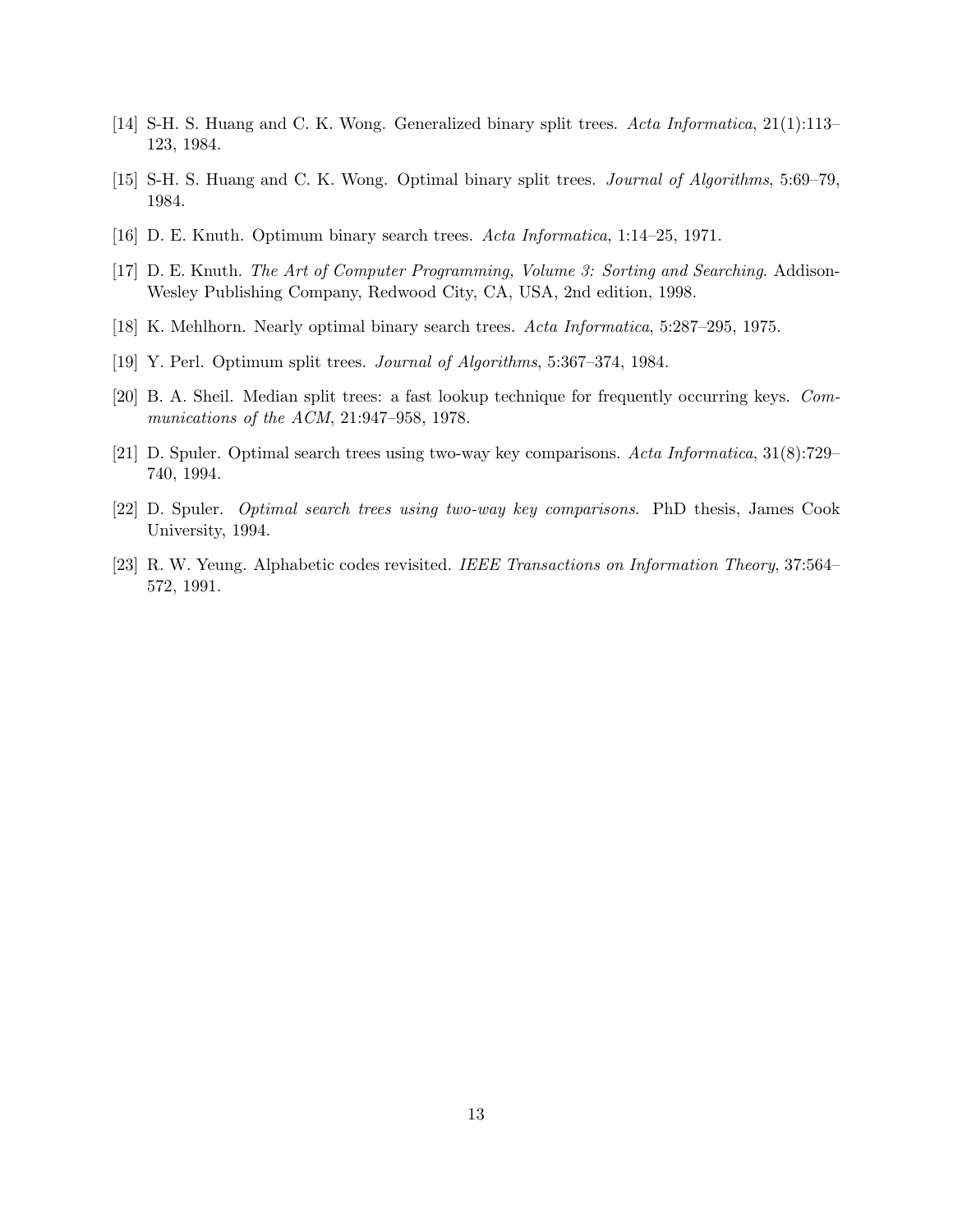[14] S-H. S. Huang and C. K. Wong. Generalized binary split trees. *Acta Informatica*, 21(1):113–123, 1984.

[15] S-H. S. Huang and C. K. Wong. Optimal binary split trees. *Journal of Algorithms*, 5:69–79, 1984.

[16] D. E. Knuth. Optimum binary search trees. *Acta Informatica*, 1:14–25, 1971.

[17] D. E. Knuth. *The Art of Computer Programming, Volume 3: Sorting and Searching*. Addison-Wesley Publishing Company, Redwood City, CA, USA, 2nd edition, 1998.

[18] K. Mehlhorn. Nearly optimal binary search trees. *Acta Informatica*, 5:287–295, 1975.

[19] Y. Perl. Optimum split trees. *Journal of Algorithms*, 5:367–374, 1984.

[20] B. A. Sheil. Median split trees: a fast lookup technique for frequently occurring keys. *Communications of the ACM*, 21:947–958, 1978.

[21] D. Spuler. Optimal search trees using two-way key comparisons. *Acta Informatica*, 31(8):729–740, 1994.

[22] D. Spuler. *Optimal search trees using two-way key comparisons*. PhD thesis, James Cook University, 1994.

[23] R. W. Yeung. Alphabetic codes revisited. *IEEE Transactions on Information Theory*, 37:564–572, 1991.